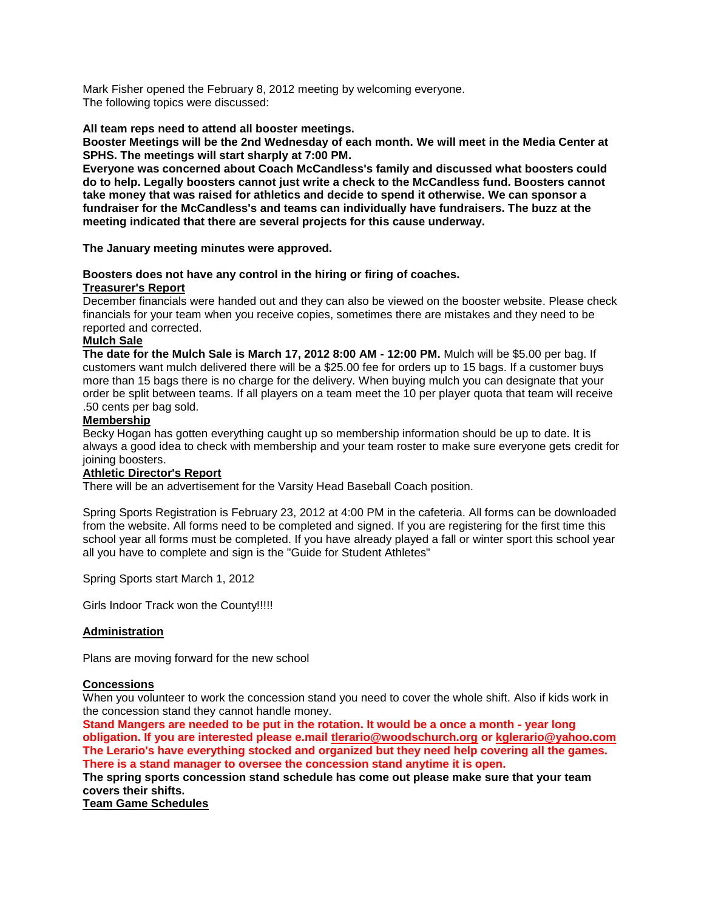Mark Fisher opened the February 8, 2012 meeting by welcoming everyone.
The following topics were discussed:

**All team reps need to attend all booster meetings.**
**Booster Meetings will be the 2nd Wednesday of each month. We will meet in the Media Center at SPHS. The meetings will start sharply at 7:00 PM.**
**Everyone was concerned about Coach McCandless's family and discussed what boosters could do to help. Legally boosters cannot just write a check to the McCandless fund. Boosters cannot take money that was raised for athletics and decide to spend it otherwise. We can sponsor a fundraiser for the McCandless's and teams can individually have fundraisers. The buzz at the meeting indicated that there are several projects for this cause underway.**

**The January meeting minutes were approved.**

**Boosters does not have any control in the hiring or firing of coaches.**

**Treasurer's Report**

December financials were handed out and they can also be viewed on the booster website. Please check financials for your team when you receive copies, sometimes there are mistakes and they need to be reported and corrected.

**Mulch Sale**

**The date for the Mulch Sale is March 17, 2012 8:00 AM - 12:00 PM.** Mulch will be $5.00 per bag. If customers want mulch delivered there will be a $25.00 fee for orders up to 15 bags. If a customer buys more than 15 bags there is no charge for the delivery. When buying mulch you can designate that your order be split between teams. If all players on a team meet the 10 per player quota that team will receive .50 cents per bag sold.

**Membership**

Becky Hogan has gotten everything caught up so membership information should be up to date. It is always a good idea to check with membership and your team roster to make sure everyone gets credit for joining boosters.

**Athletic Director's Report**

There will be an advertisement for the Varsity Head Baseball Coach position.

Spring Sports Registration is February 23, 2012 at 4:00 PM in the cafeteria. All forms can be downloaded from the website. All forms need to be completed and signed. If you are registering for the first time this school year all forms must be completed. If you have already played a fall or winter sport this school year all you have to complete and sign is the "Guide for Student Athletes"

Spring Sports start March 1, 2012

Girls Indoor Track won the County!!!!!

**Administration**

Plans are moving forward for the new school

**Concessions**

When you volunteer to work the concession stand you need to cover the whole shift. Also if kids work in the concession stand they cannot handle money.

**Stand Mangers are needed to be put in the rotation. It would be a once a month - year long obligation. If you are interested please e.mail tlerario@woodschurch.org or kglerario@yahoo.com**
**The Lerario's have everything stocked and organized but they need help covering all the games. There is a stand manager to oversee the concession stand anytime it is open.**
**The spring sports concession stand schedule has come out please make sure that your team covers their shifts.**

**Team Game Schedules**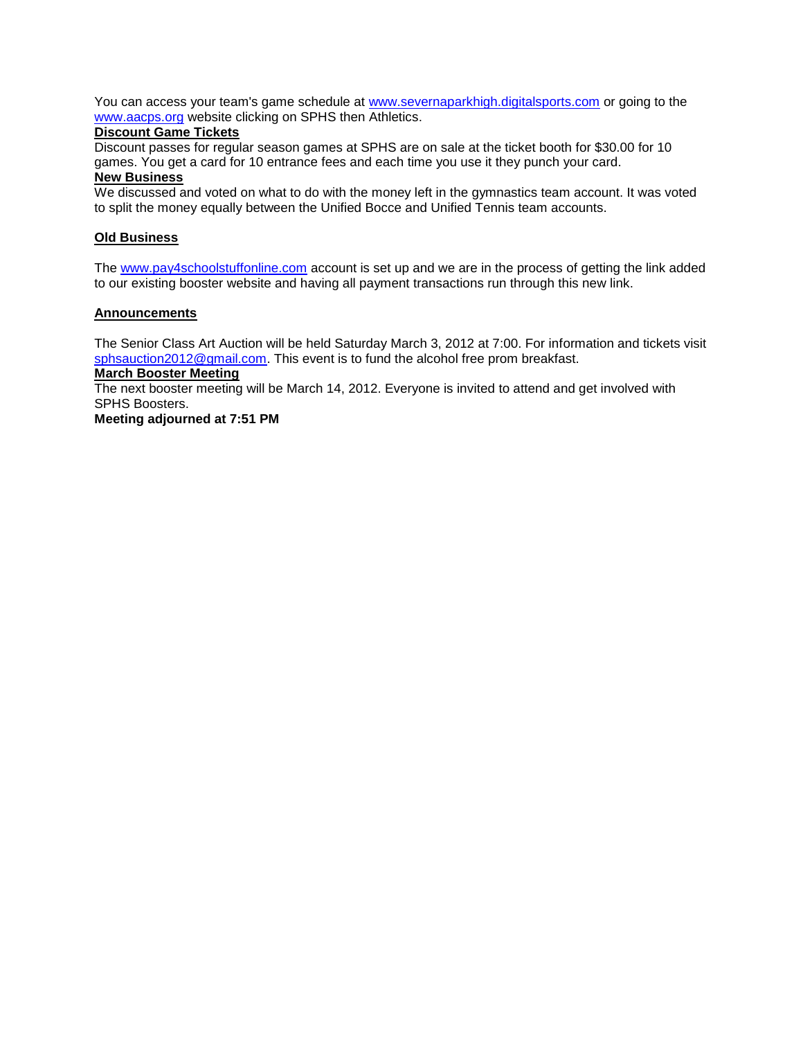You can access your team's game schedule at www.severnaparkhigh.digitalsports.com or going to the www.aacps.org website clicking on SPHS then Athletics.

**Discount Game Tickets**

Discount passes for regular season games at SPHS are on sale at the ticket booth for $30.00 for 10 games. You get a card for 10 entrance fees and each time you use it they punch your card.

**New Business**

We discussed and voted on what to do with the money left in the gymnastics team account. It was voted to split the money equally between the Unified Bocce and Unified Tennis team accounts.

**Old Business**

The www.pay4schoolstuffonline.com account is set up and we are in the process of getting the link added to our existing booster website and having all payment transactions run through this new link.

**Announcements**

The Senior Class Art Auction will be held Saturday March 3, 2012 at 7:00. For information and tickets visit sphsauction2012@gmail.com. This event is to fund the alcohol free prom breakfast.

**March Booster Meeting**

The next booster meeting will be March 14, 2012. Everyone is invited to attend and get involved with SPHS Boosters.

**Meeting adjourned at 7:51 PM**